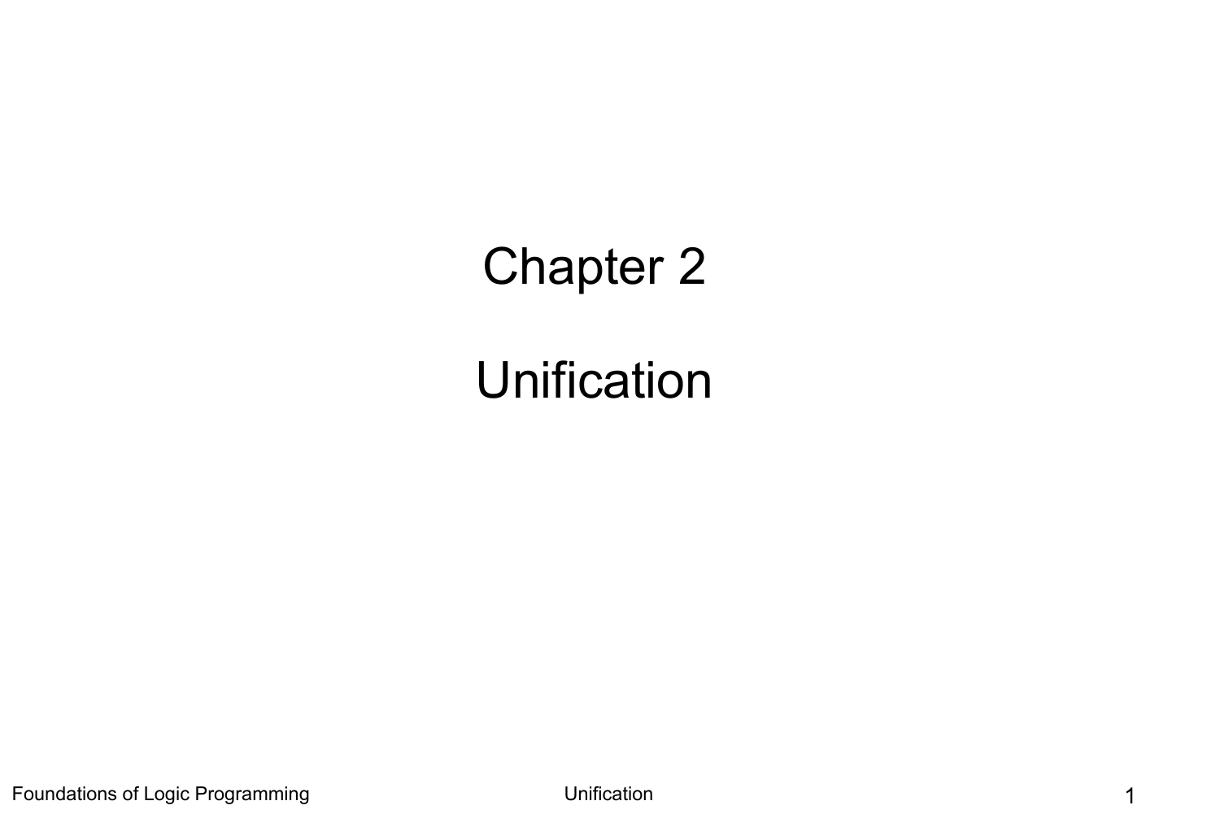# Chapter 2

# Unification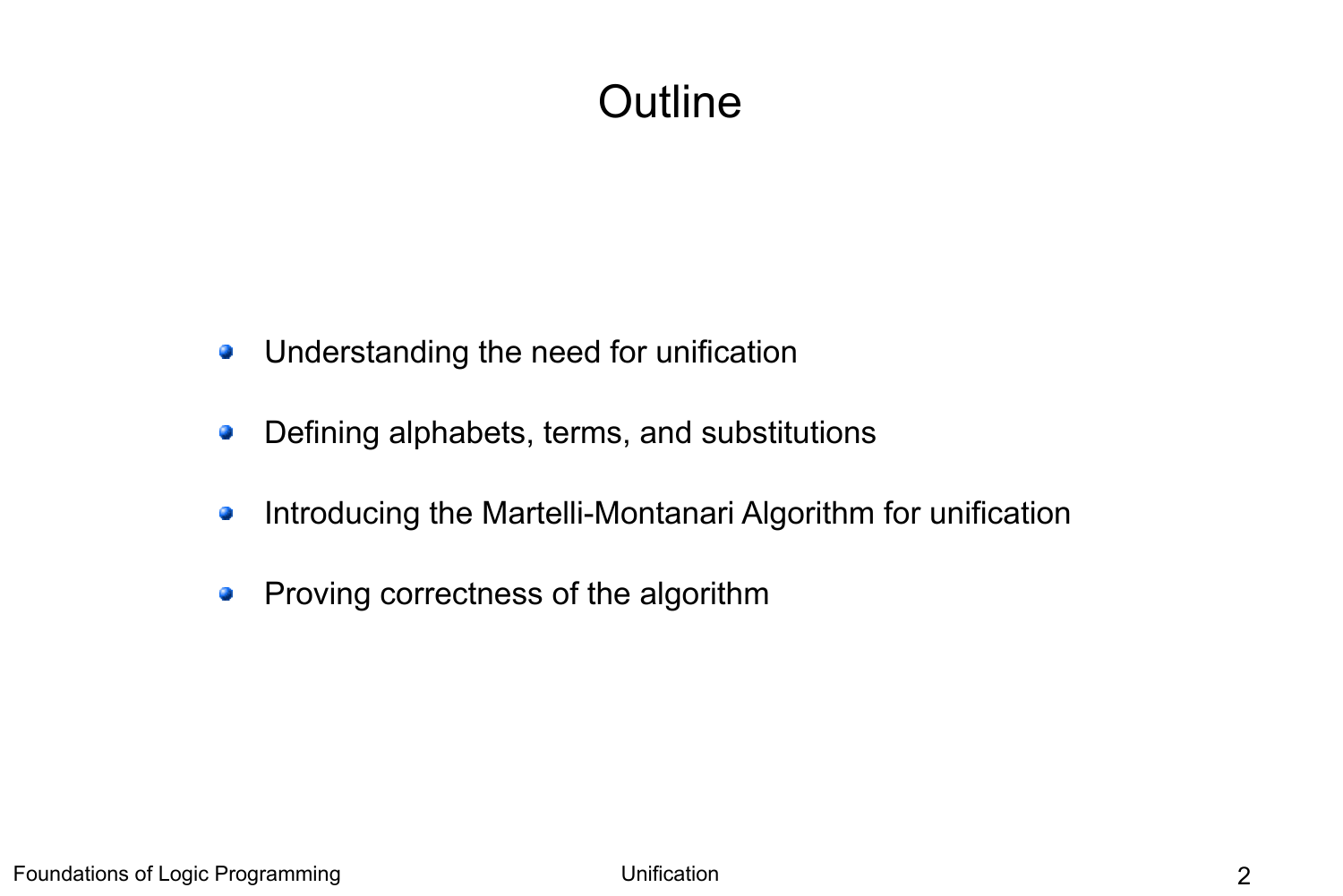# Outline

- Understanding the need for unification
- Defining alphabets, terms, and substitutions
- Introducing the Martelli-Montanari Algorithm for unification
- Proving correctness of the algorithm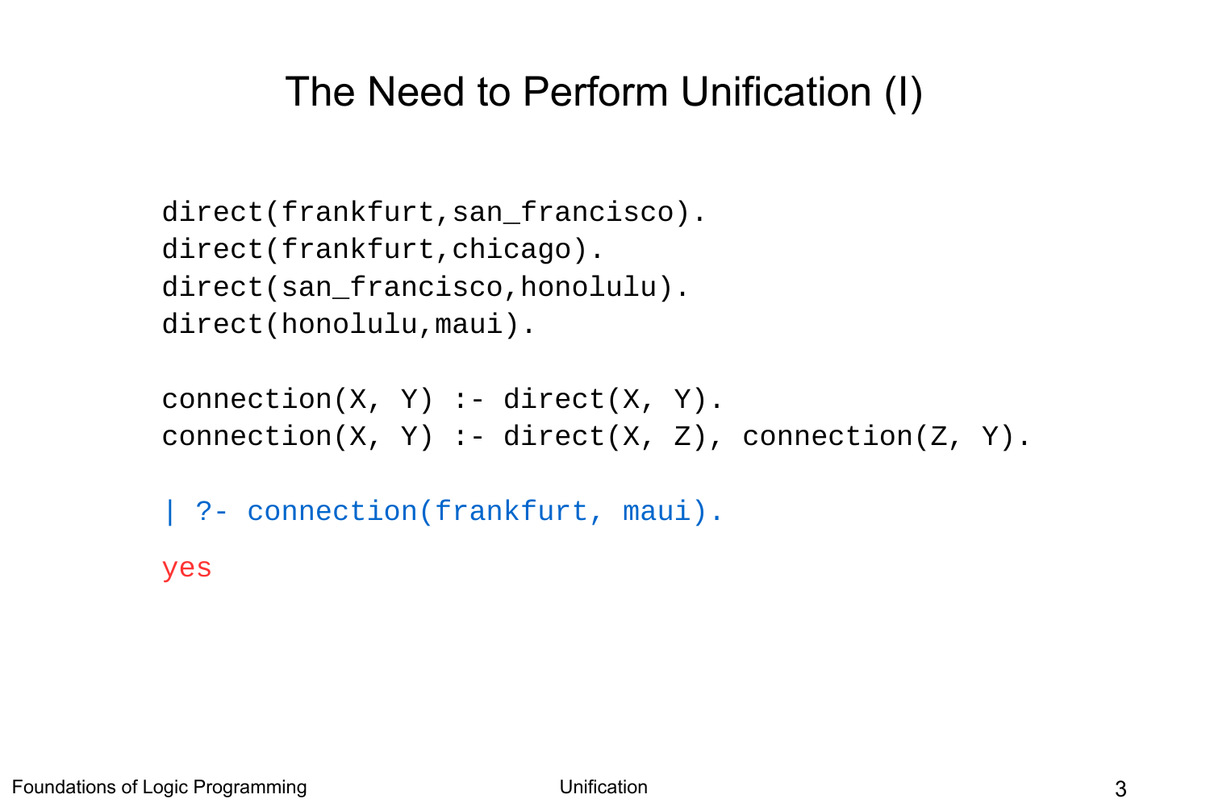# The Need to Perform Unification (I)

```
direct(frankfurt,san_francisco).
direct(frankfurt,chicago).
direct(san_francisco,honolulu).
direct(honolulu,maui).

connection(X, Y) :- direct(X, Y).
connection(X, Y) :- direct(X, Z), connection(Z, Y).

| ?- connection(frankfurt, maui).

yes
```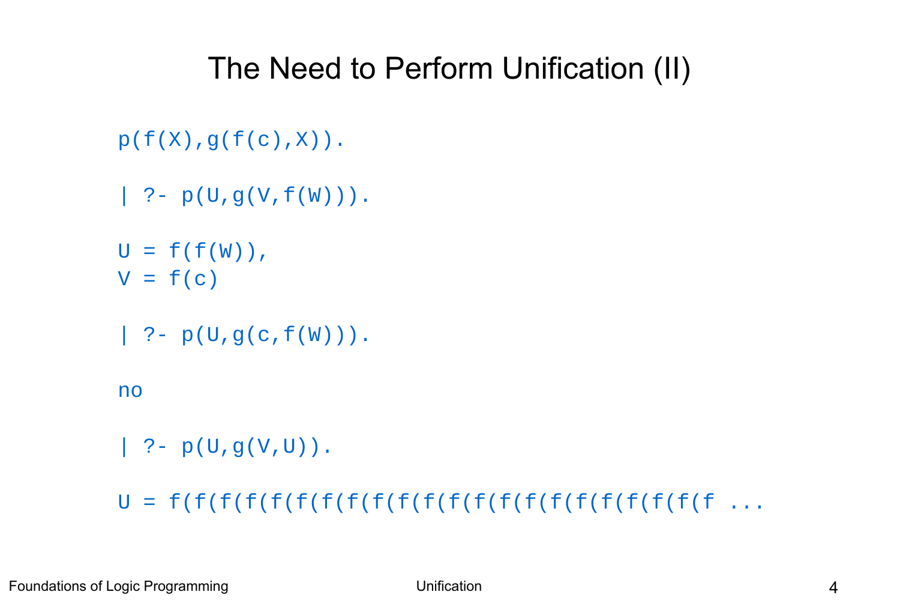# The Need to Perform Unification (II)

```
p(f(X),g(f(c),X)).

| ?- p(U,g(V,f(W))).

U = f(f(W)),
V = f(c)

| ?- p(U,g(c,f(W))).

no

| ?- p(U,g(V,U)).

U = f(f(f(f(f(f(f(f(f(f(f(f(f(f(f(f(f(f(f(f(f(f ...
```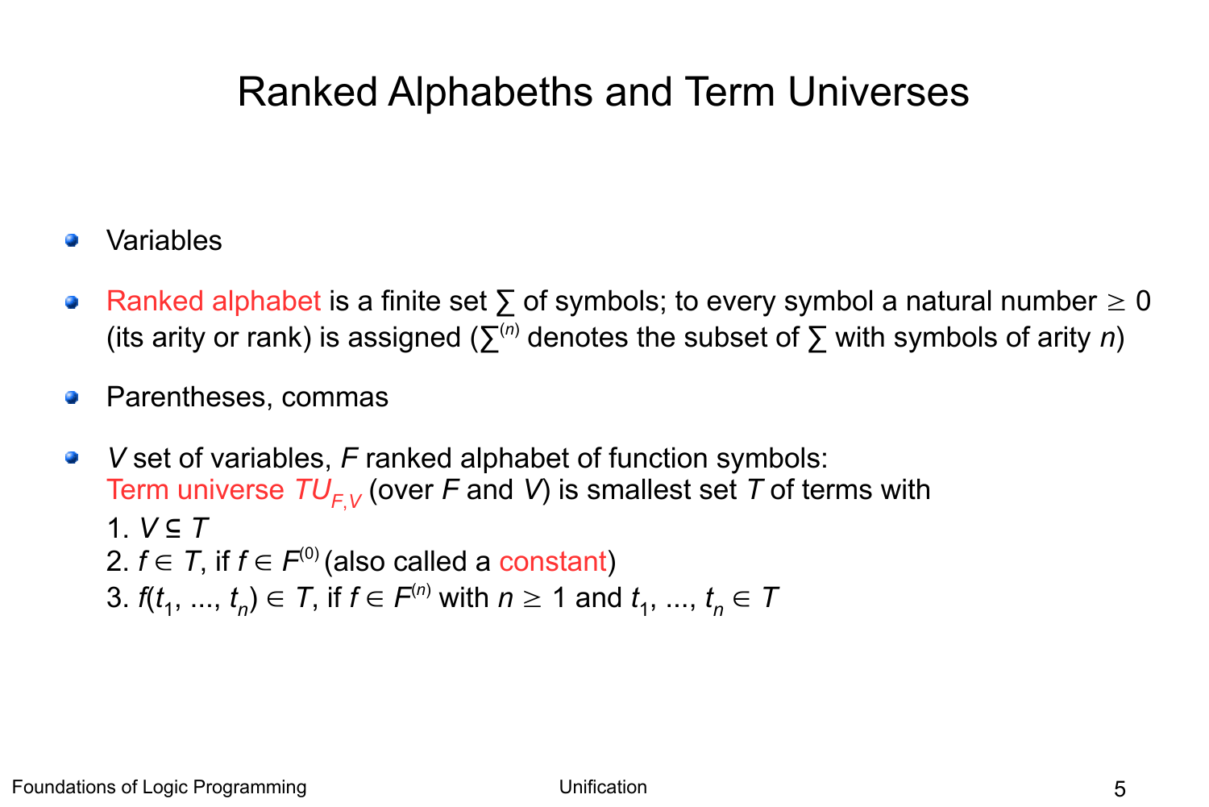# Ranked Alphabeths and Term Universes

- Variables
- Ranked alphabet is a finite set $\sum$ of symbols; to every symbol a natural number $\geq 0$ (its arity or rank) is assigned ($\sum^{(n)}$ denotes the subset of $\sum$ with symbols of arity $n$)
- Parentheses, commas
- $V$ set of variables, $F$ ranked alphabet of function symbols:
  Term universe $TU_{F,V}$ (over $F$ and $V$) is smallest set $T$ of terms with
  1. $V \subseteq T$
  2. $f \in T$, if $f \in F^{(0)}$ (also called a constant)
  3. $f(t_1, ..., t_n) \in T$, if $f \in F^{(n)}$ with $n \geq 1$ and $t_1, ..., t_n \in T$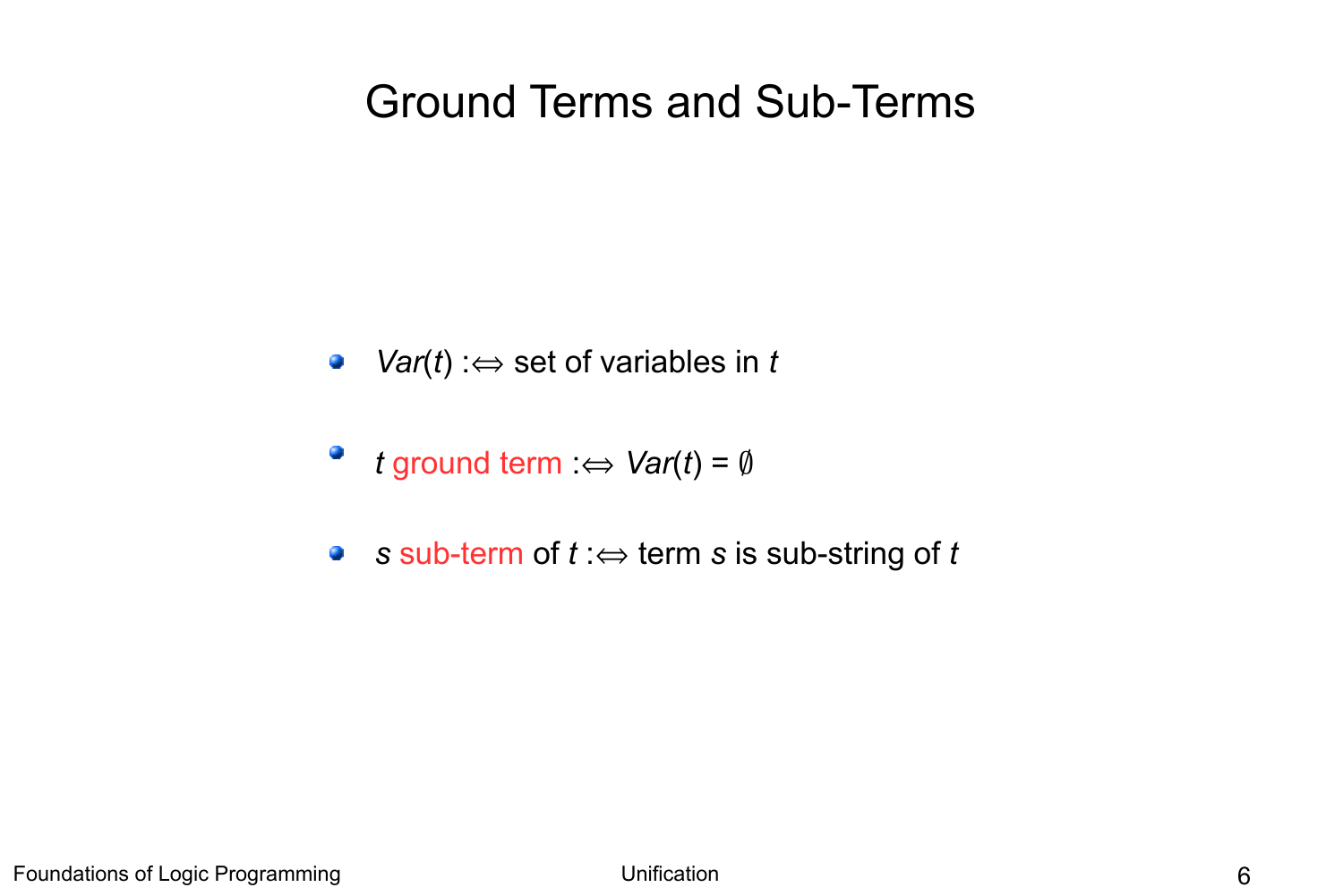# Ground Terms and Sub-Terms

- $Var(t)$ $:\Leftrightarrow$ set of variables in $t$
- $t$ **ground term** $:\Leftrightarrow$ $Var(t) = \emptyset$
- $s$ **sub-term** of $t$ $:\Leftrightarrow$ term $s$ is sub-string of $t$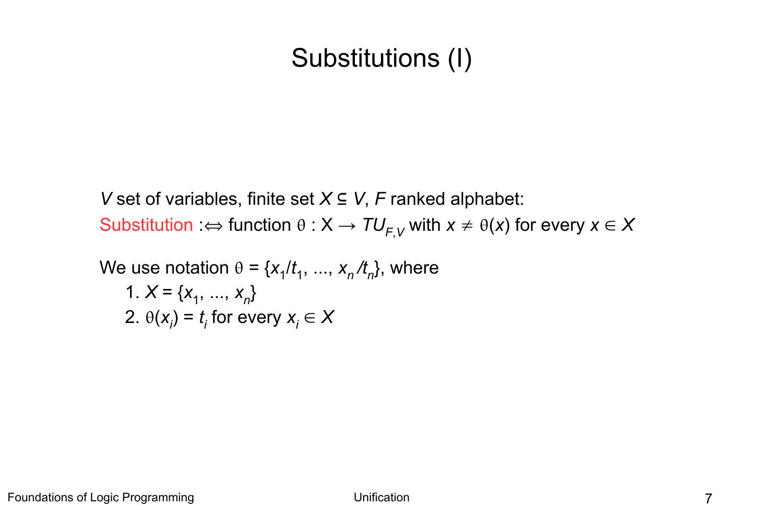# Substitutions (I)

$V$ set of variables, finite set $X \subseteq V$, $F$ ranked alphabet:

Substitution :⇔ function $\theta : X \rightarrow TU_{F,V}$ with $x \neq \theta(x)$ for every $x \in X$

We use notation $\theta = \{x_1/t_1, ..., x_n/t_n\}$, where

1. $X = \{x_1, ..., x_n\}$
2. $\theta(x_i) = t_i$ for every $x_i \in X$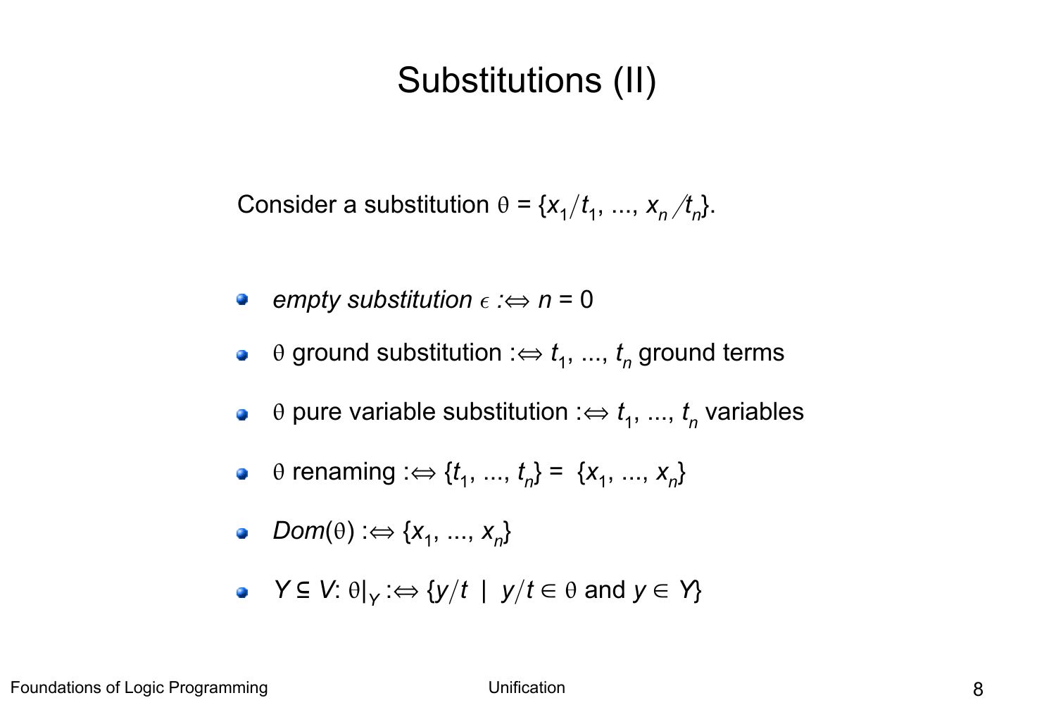# Substitutions (II)

Consider a substitution $\theta = \{x_1/t_1, ..., x_n/t_n\}$.

- *empty substitution* $\epsilon$ *:*$\Leftrightarrow$ $n = 0$
- $\theta$ ground substitution :$\Leftrightarrow$ $t_1, ..., t_n$ ground terms
- $\theta$ pure variable substitution :$\Leftrightarrow$ $t_1, ..., t_n$ variables
- $\theta$ renaming :$\Leftrightarrow$ $\{t_1, ..., t_n\} = \{x_1, ..., x_n\}$
- $Dom(\theta)$ :$\Leftrightarrow$ $\{x_1, ..., x_n\}$
- $Y \subseteq V$: $\theta|_Y$ :$\Leftrightarrow$ $\{y/t \mid y/t \in \theta \text{ and } y \in Y\}$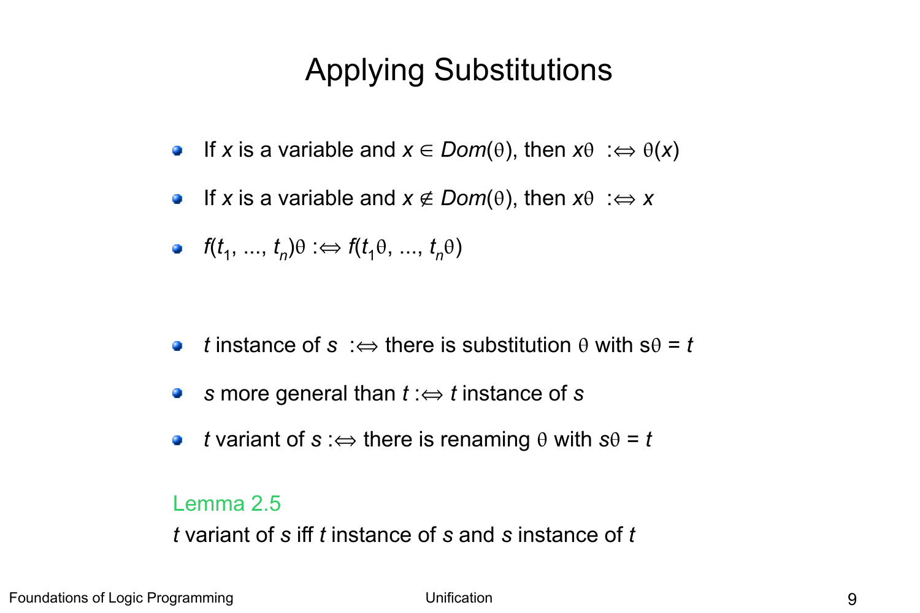# Applying Substitutions

- If $x$ is a variable and $x \in Dom(\theta)$, then $x\theta \;:\Leftrightarrow\; \theta(x)$
- If $x$ is a variable and $x \notin Dom(\theta)$, then $x\theta \;:\Leftrightarrow\; x$
- $f(t_1, ..., t_n)\theta :\Leftrightarrow f(t_1\theta, ..., t_n\theta)$

- $t$ instance of $s$ $:\Leftrightarrow$ there is substitution $\theta$ with $s\theta = t$
- $s$ more general than $t$ $:\Leftrightarrow$ $t$ instance of $s$
- $t$ variant of $s$ $:\Leftrightarrow$ there is renaming $\theta$ with $s\theta = t$

Lemma 2.5

*t* variant of *s* iff *t* instance of *s* and *s* instance of *t*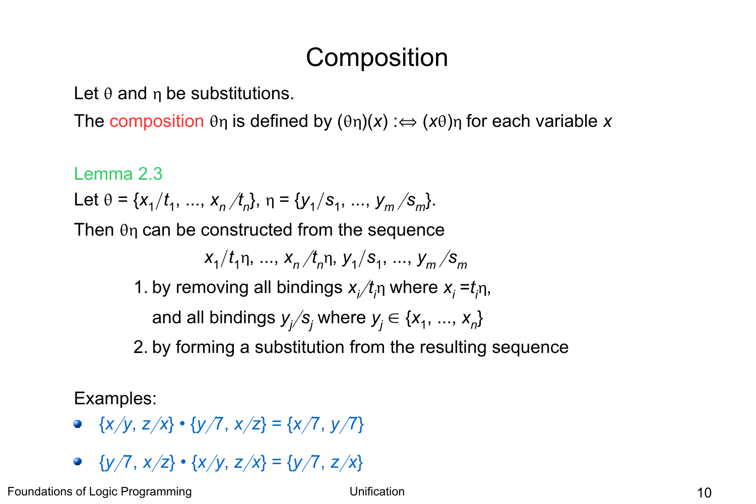# Composition

Let $\theta$ and $\eta$ be substitutions.

The composition $\theta\eta$ is defined by $(\theta\eta)(x) :\Leftrightarrow (x\theta)\eta$ for each variable $x$

Lemma 2.3

Let $\theta = \{x_1/t_1, ..., x_n/t_n\}$, $\eta = \{y_1/s_1, ..., y_m/s_m\}$.

Then $\theta\eta$ can be constructed from the sequence

$$x_1/t_1\eta, ..., x_n/t_n\eta, y_1/s_1, ..., y_m/s_m$$

1. by removing all bindings $x_i/t_i\eta$ where $x_i = t_i\eta$,

   and all bindings $y_j/s_j$ where $y_j \in \{x_1, ..., x_n\}$
2. by forming a substitution from the resulting sequence

Examples:

- $\{x/y, z/x\} \bullet \{y/7, x/z\} = \{x/7, y/7\}$
- $\{y/7, x/z\} \bullet \{x/y, z/x\} = \{y/7, z/x\}$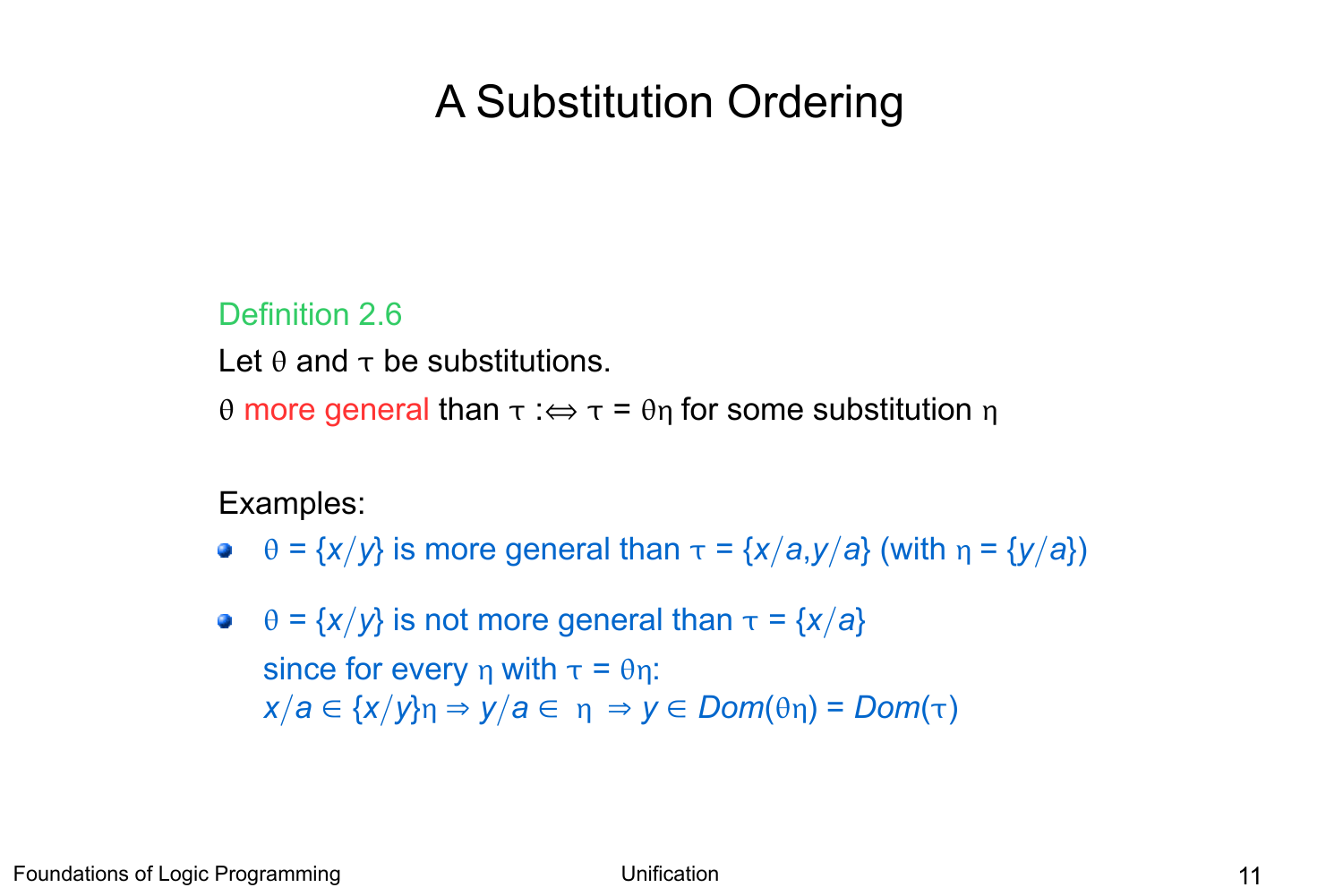# A Substitution Ordering

Definition 2.6

Let $\theta$ and $\tau$ be substitutions.

$\theta$ **more general** than $\tau$ $:\Leftrightarrow$ $\tau = \theta\eta$ for some substitution $\eta$

Examples:

- $\theta = \{x/y\}$ is more general than $\tau = \{x/a, y/a\}$ (with $\eta = \{y/a\}$)
- $\theta = \{x/y\}$ is not more general than $\tau = \{x/a\}$
  since for every $\eta$ with $\tau = \theta\eta$:
  $x/a \in \{x/y\}\eta \Rightarrow y/a \in \eta \Rightarrow y \in Dom(\theta\eta) = Dom(\tau)$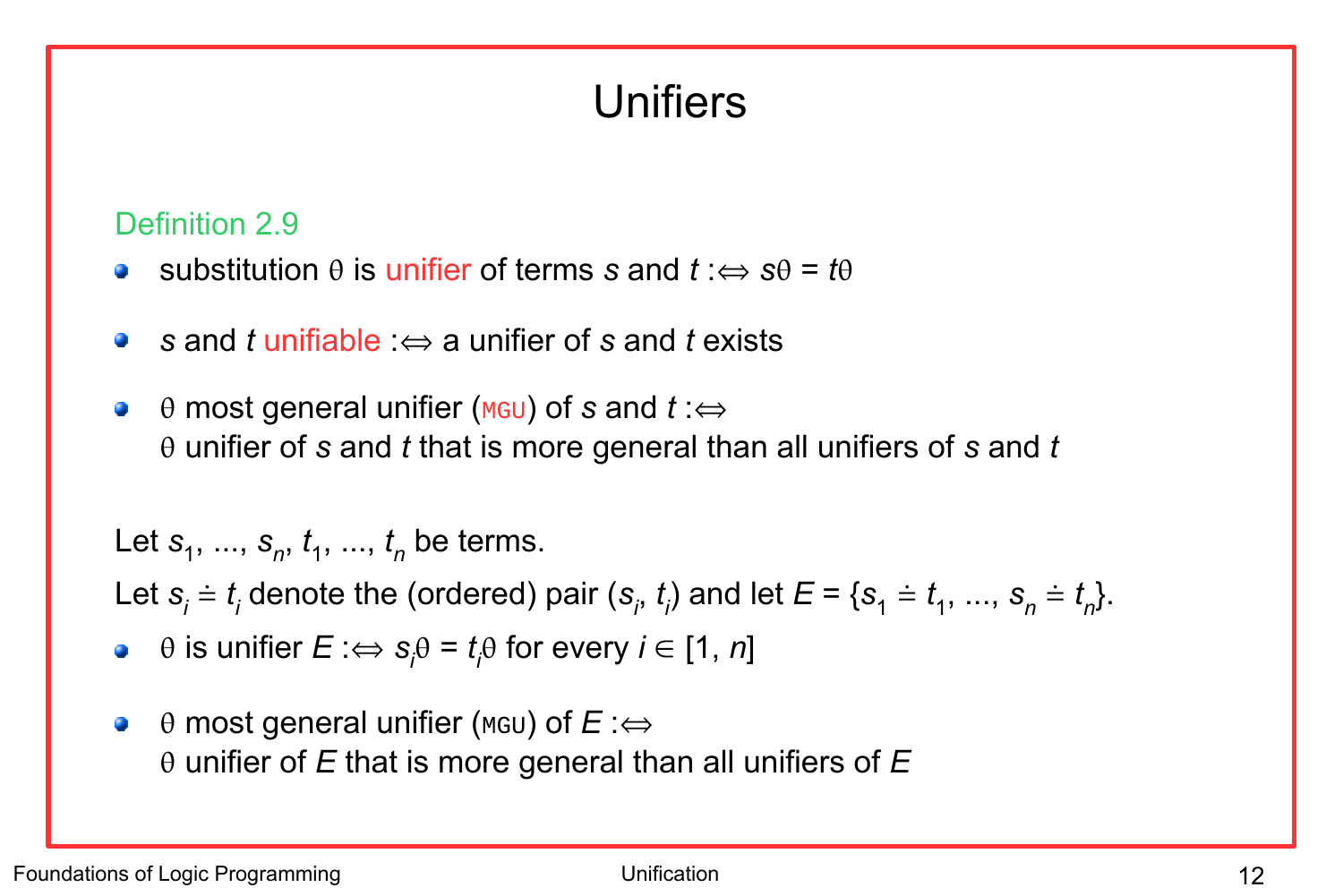# Unifiers

Definition 2.9

- substitution $\theta$ is unifier of terms $s$ and $t$ :⇔ $s\theta = t\theta$
- $s$ and $t$ unifiable :⇔ a unifier of $s$ and $t$ exists
- $\theta$ most general unifier (MGU) of $s$ and $t$ :⇔
  $\theta$ unifier of $s$ and $t$ that is more general than all unifiers of $s$ and $t$

Let $s_1, \ldots, s_n, t_1, \ldots, t_n$ be terms.

Let $s_i \doteq t_i$ denote the (ordered) pair $(s_i, t_i)$ and let $E = \{s_1 \doteq t_1, \ldots, s_n \doteq t_n\}$.

- $\theta$ is unifier $E$ :⇔ $s_i\theta = t_i\theta$ for every $i \in [1, n]$
- $\theta$ most general unifier (MGU) of $E$ :⇔
  $\theta$ unifier of $E$ that is more general than all unifiers of $E$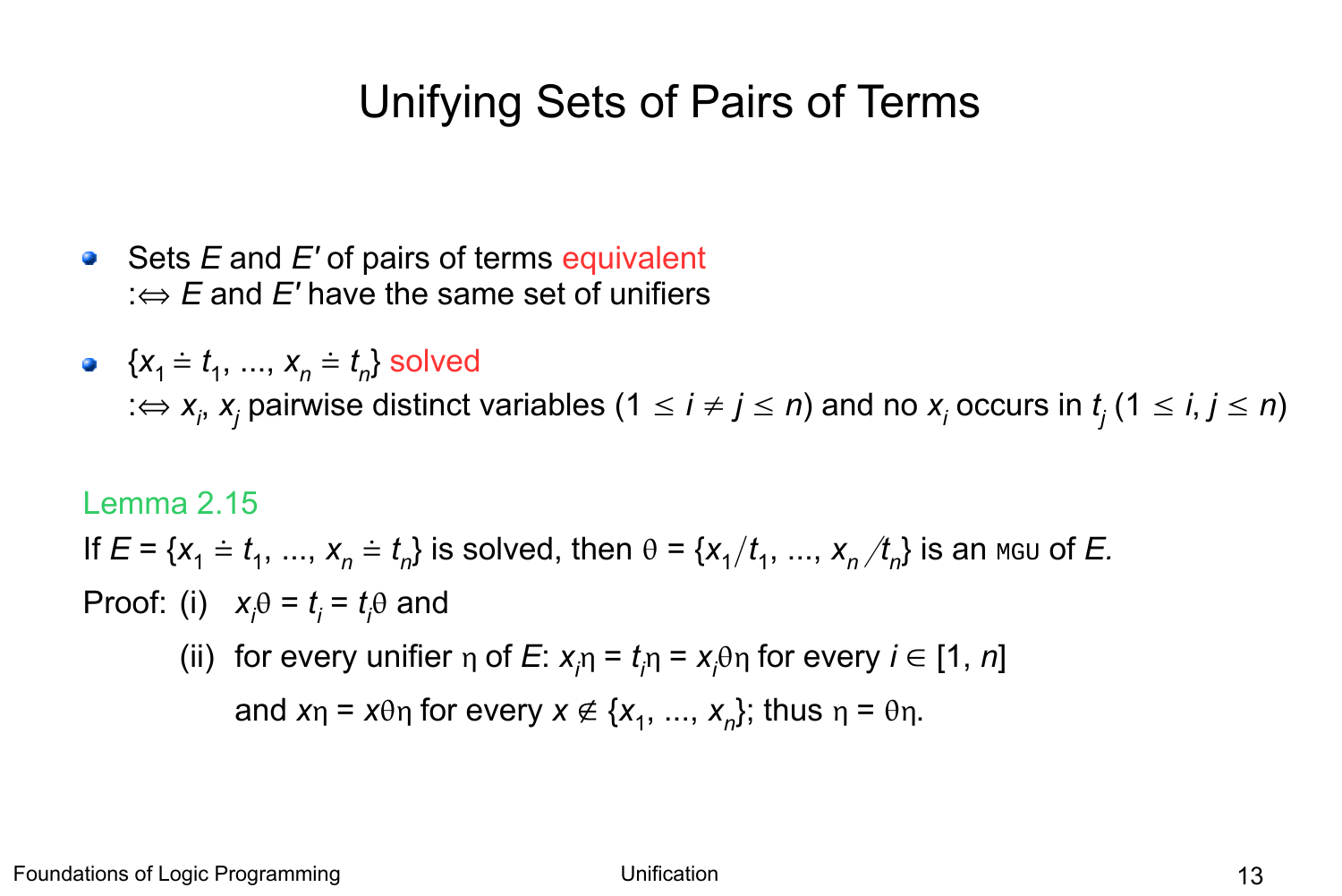# Unifying Sets of Pairs of Terms

- Sets $E$ and $E'$ of pairs of terms equivalent
  :⇔ $E$ and $E'$ have the same set of unifiers

- $\{x_1 \doteq t_1, ..., x_n \doteq t_n\}$ solved
  :⇔ $x_i$, $x_j$ pairwise distinct variables ($1 \leq i \neq j \leq n$) and no $x_i$ occurs in $t_j$ ($1 \leq i, j \leq n$)

**Lemma 2.15**

If $E = \{x_1 \doteq t_1, ..., x_n \doteq t_n\}$ is solved, then $\theta = \{x_1/t_1, ..., x_n/t_n\}$ is an MGU of $E$.

Proof: (i) $x_i\theta = t_i = t_i\theta$ and

(ii) for every unifier $\eta$ of $E$: $x_i\eta = t_i\eta = x_i\theta\eta$ for every $i \in [1, n]$

and $x\eta = x\theta\eta$ for every $x \notin \{x_1, ..., x_n\}$; thus $\eta = \theta\eta$.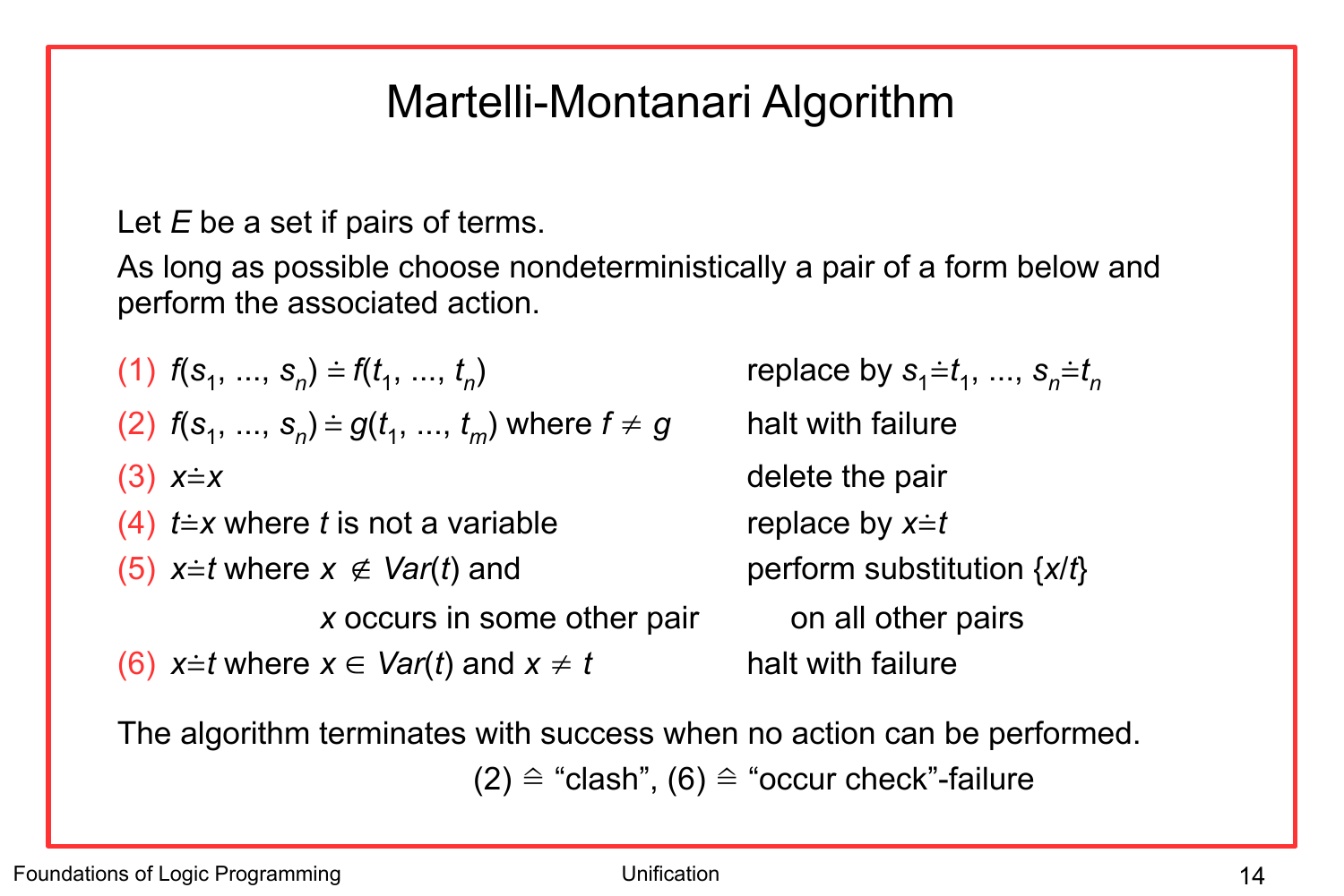# Martelli-Montanari Algorithm

Let $E$ be a set if pairs of terms.

As long as possible choose nondeterministically a pair of a form below and perform the associated action.

| | | |
|---|---|---|
| (1) | $f(s_1, ..., s_n) \doteq f(t_1, ..., t_n)$ | replace by $s_1 \doteq t_1, ..., s_n \doteq t_n$ |
| (2) | $f(s_1, ..., s_n) \doteq g(t_1, ..., t_m)$ where $f \neq g$ | halt with failure |
| (3) | $x \doteq x$ | delete the pair |
| (4) | $t \doteq x$ where $t$ is not a variable | replace by $x \doteq t$ |
| (5) | $x \doteq t$ where $x \notin Var(t)$ and $x$ occurs in some other pair | perform substitution $\{x/t\}$ on all other pairs |
| (6) | $x \doteq t$ where $x \in Var(t)$ and $x \neq t$ | halt with failure |

The algorithm terminates with success when no action can be performed.

(2) ≙ "clash", (6) ≙ "occur check"-failure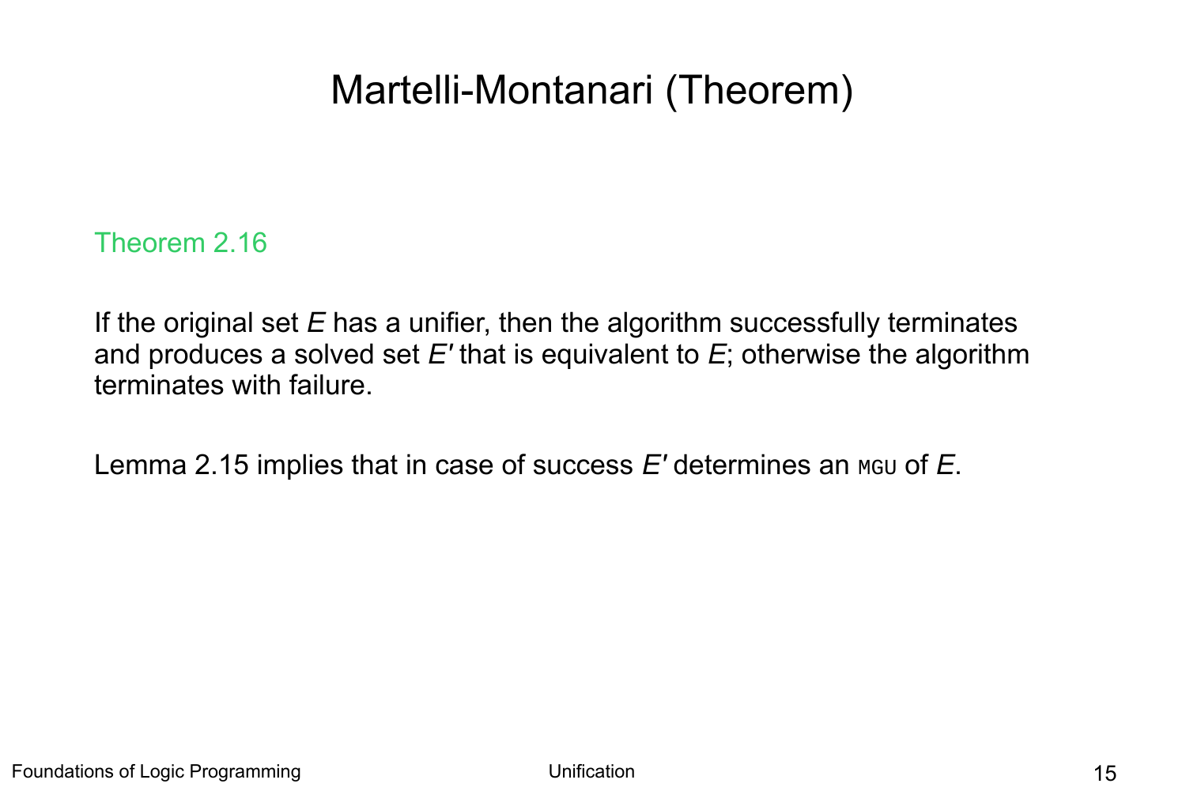# Martelli-Montanari (Theorem)

**Theorem 2.16**

If the original set $E$ has a unifier, then the algorithm successfully terminates and produces a solved set $E'$ that is equivalent to $E$; otherwise the algorithm terminates with failure.

Lemma 2.15 implies that in case of success $E'$ determines an MGU of $E$.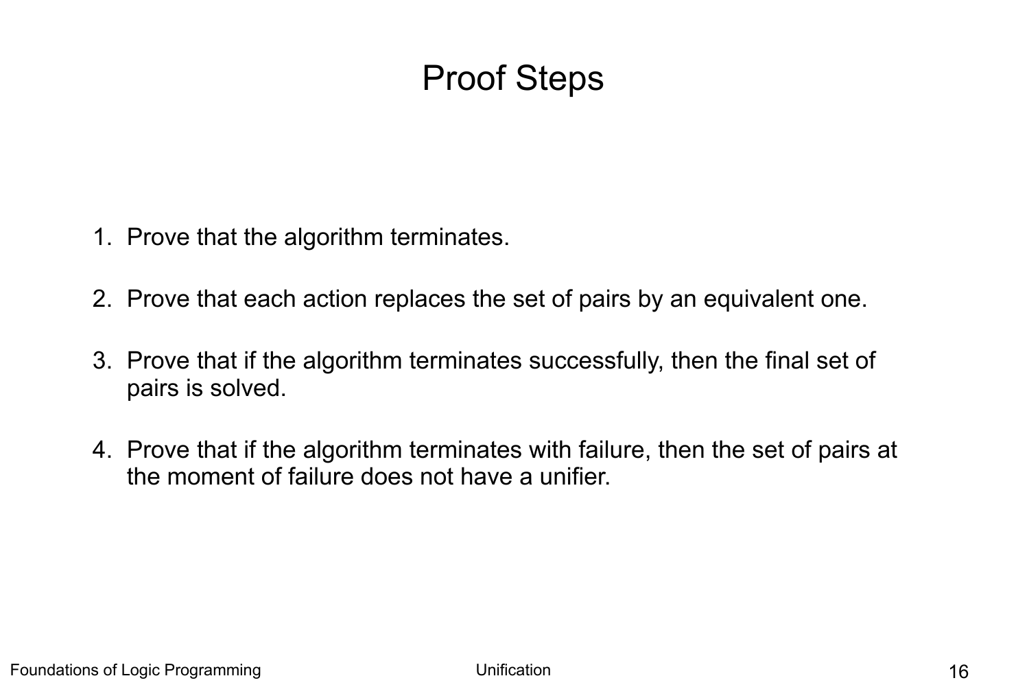# Proof Steps

1. Prove that the algorithm terminates.
2. Prove that each action replaces the set of pairs by an equivalent one.
3. Prove that if the algorithm terminates successfully, then the final set of pairs is solved.
4. Prove that if the algorithm terminates with failure, then the set of pairs at the moment of failure does not have a unifier.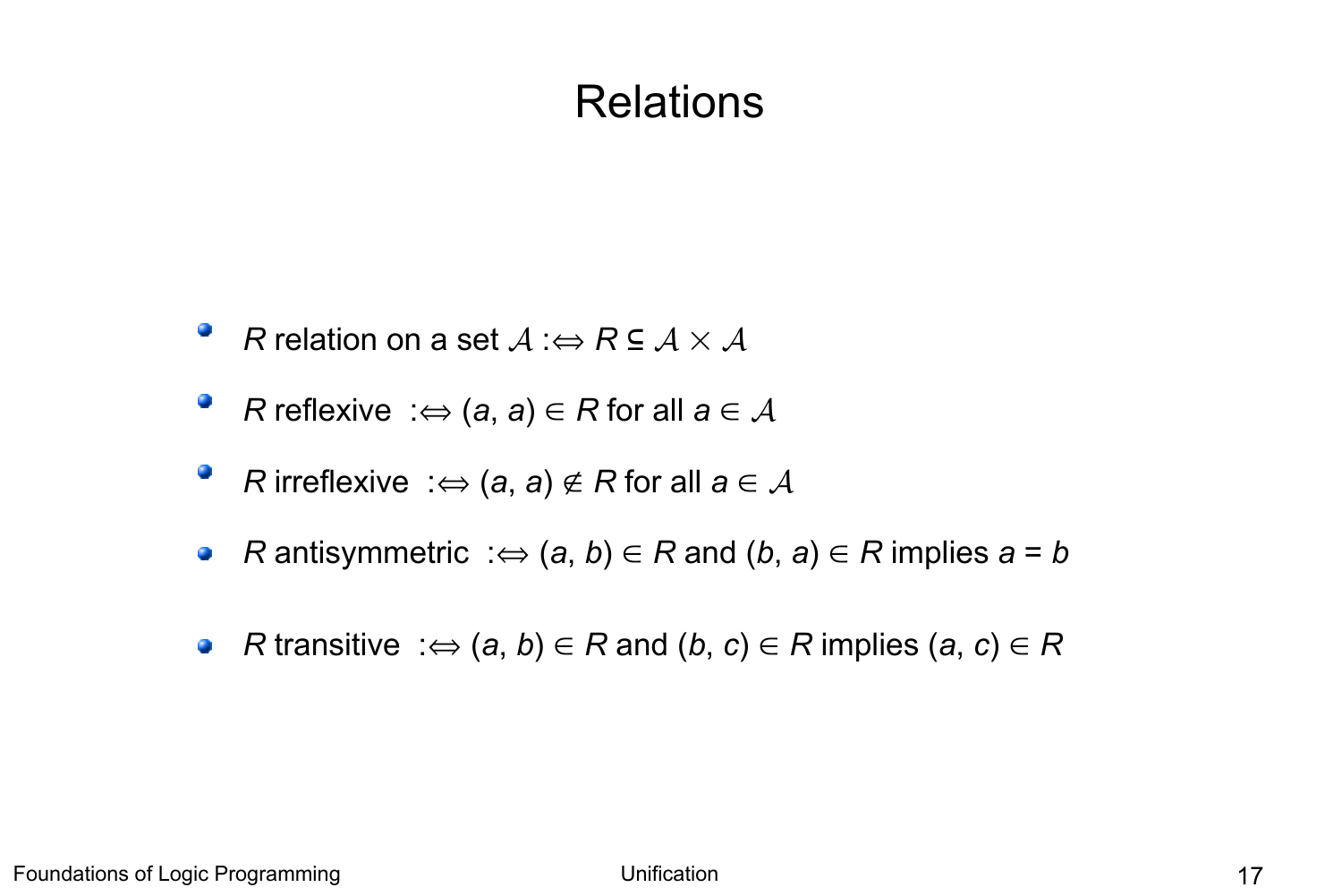# Relations

- $R$ relation on a set $\mathcal{A}$ $:\Leftrightarrow$ $R \subseteq \mathcal{A} \times \mathcal{A}$
- $R$ reflexive $:\Leftrightarrow$ $(a, a) \in R$ for all $a \in \mathcal{A}$
- $R$ irreflexive $:\Leftrightarrow$ $(a, a) \notin R$ for all $a \in \mathcal{A}$
- $R$ antisymmetric $:\Leftrightarrow$ $(a, b) \in R$ and $(b, a) \in R$ implies $a = b$
- $R$ transitive $:\Leftrightarrow$ $(a, b) \in R$ and $(b, c) \in R$ implies $(a, c) \in R$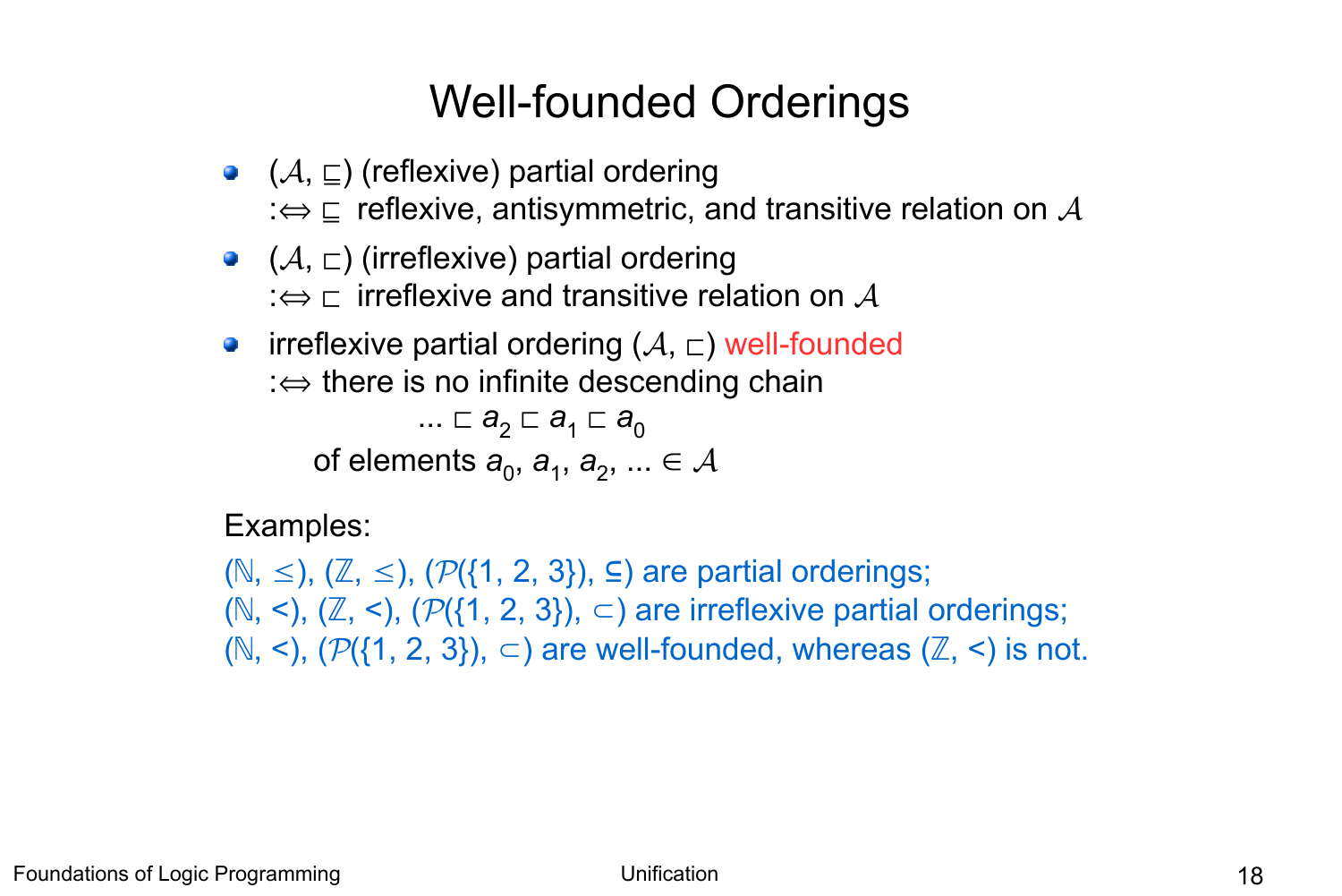# Well-founded Orderings

- $(\mathcal{A}, \sqsubseteq)$ (reflexive) partial ordering
  $:\Leftrightarrow$ $\sqsubseteq$ reflexive, antisymmetric, and transitive relation on $\mathcal{A}$
- $(\mathcal{A}, \sqsubset)$ (irreflexive) partial ordering
  $:\Leftrightarrow$ $\sqsubset$ irreflexive and transitive relation on $\mathcal{A}$
- irreflexive partial ordering $(\mathcal{A}, \sqsubset)$ well-founded
  $:\Leftrightarrow$ there is no infinite descending chain

$$\ldots \sqsubset a_2 \sqsubset a_1 \sqsubset a_0$$

  of elements $a_0, a_1, a_2, \ldots \in \mathcal{A}$

Examples:

$(\mathbb{N}, \leq)$, $(\mathbb{Z}, \leq)$, $(\mathcal{P}(\{1, 2, 3\}), \subseteq)$ are partial orderings;
$(\mathbb{N}, <)$, $(\mathbb{Z}, <)$, $(\mathcal{P}(\{1, 2, 3\}), \subset)$ are irreflexive partial orderings;
$(\mathbb{N}, <)$, $(\mathcal{P}(\{1, 2, 3\}), \subset)$ are well-founded, whereas $(\mathbb{Z}, <)$ is not.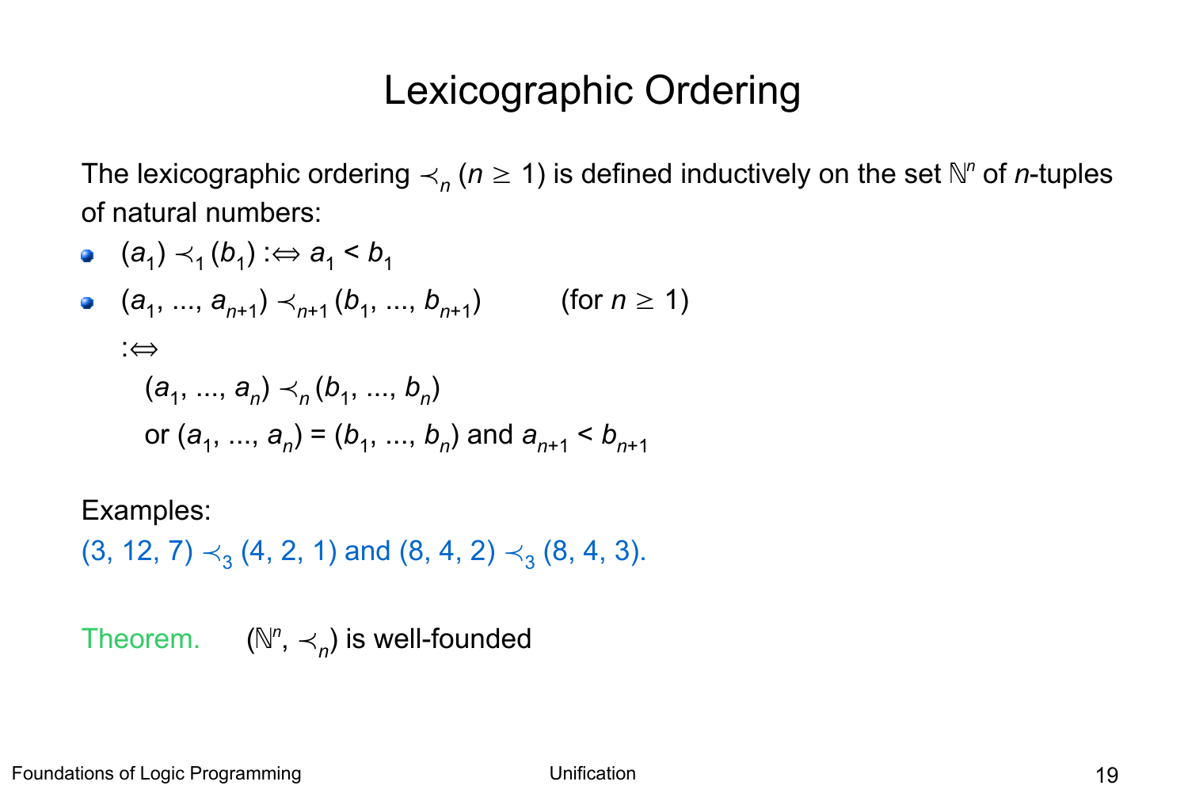# Lexicographic Ordering

The lexicographic ordering $\prec_n$ ($n \geq 1$) is defined inductively on the set $\mathbb{N}^n$ of $n$-tuples of natural numbers:

- $(a_1) \prec_1 (b_1) :\Leftrightarrow a_1 < b_1$
- $(a_1, ..., a_{n+1}) \prec_{n+1} (b_1, ..., b_{n+1})$ (for $n \geq 1$)

  $:\Leftrightarrow$

  $(a_1, ..., a_n) \prec_n (b_1, ..., b_n)$

  or $(a_1, ..., a_n) = (b_1, ..., b_n)$ and $a_{n+1} < b_{n+1}$

Examples:

$(3, 12, 7) \prec_3 (4, 2, 1)$ and $(8, 4, 2) \prec_3 (8, 4, 3)$.

Theorem. $(\mathbb{N}^n, \prec_n)$ is well-founded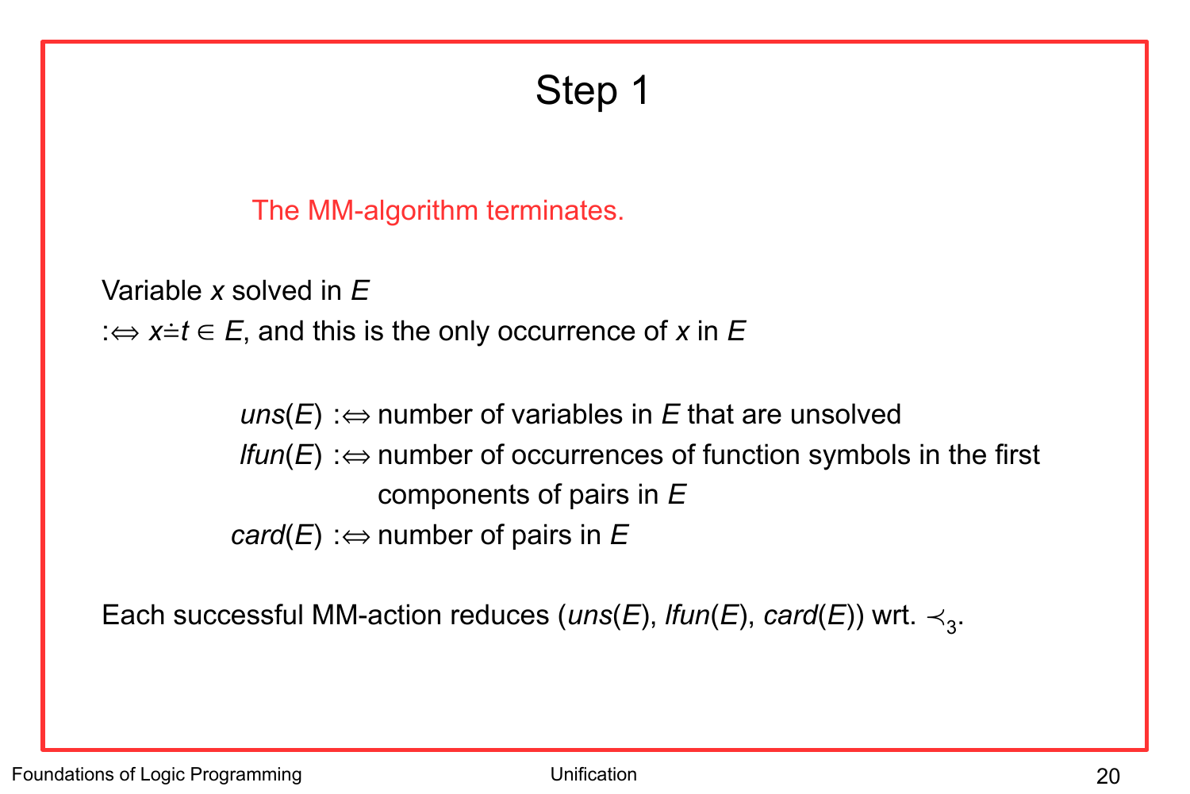# Step 1

The MM-algorithm terminates.

Variable $x$ solved in $E$
$:\Leftrightarrow$ $x \doteq t \in E$, and this is the only occurrence of $x$ in $E$

*uns*($E$) $:\Leftrightarrow$ number of variables in $E$ that are unsolved
*lfun*($E$) $:\Leftrightarrow$ number of occurrences of function symbols in the first components of pairs in $E$
*card*($E$) $:\Leftrightarrow$ number of pairs in $E$

Each successful MM-action reduces (*uns*($E$), *lfun*($E$), *card*($E$)) wrt. $\prec_3$.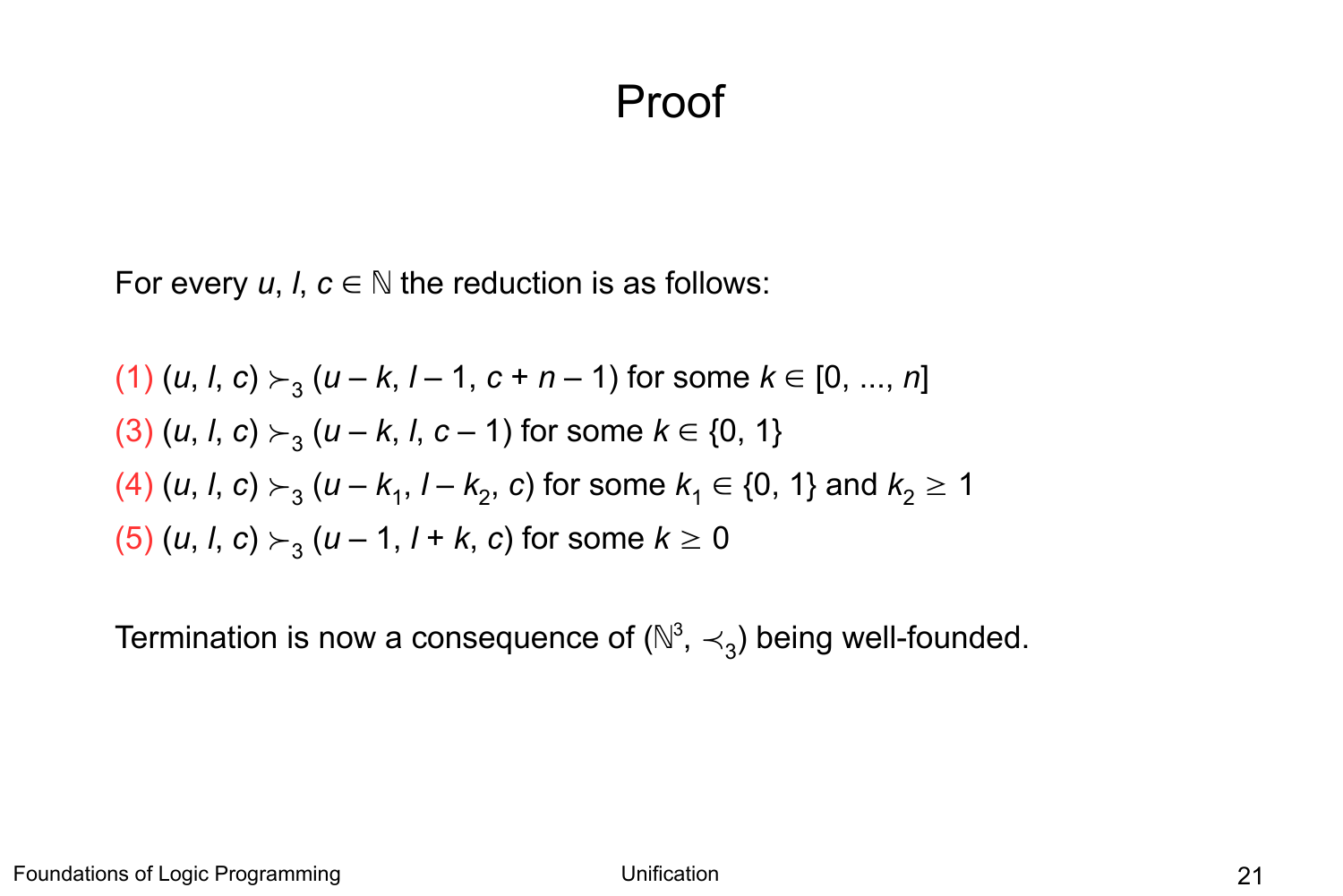# Proof

For every $u, l, c \in \mathbb{N}$ the reduction is as follows:

(1) $(u, l, c) \succ_3 (u - k, l - 1, c + n - 1)$ for some $k \in [0, ..., n]$

(3) $(u, l, c) \succ_3 (u - k, l, c - 1)$ for some $k \in \{0, 1\}$

(4) $(u, l, c) \succ_3 (u - k_1, l - k_2, c)$ for some $k_1 \in \{0, 1\}$ and $k_2 \geq 1$

(5) $(u, l, c) \succ_3 (u - 1, l + k, c)$ for some $k \geq 0$

Termination is now a consequence of $(\mathbb{N}^3, \prec_3)$ being well-founded.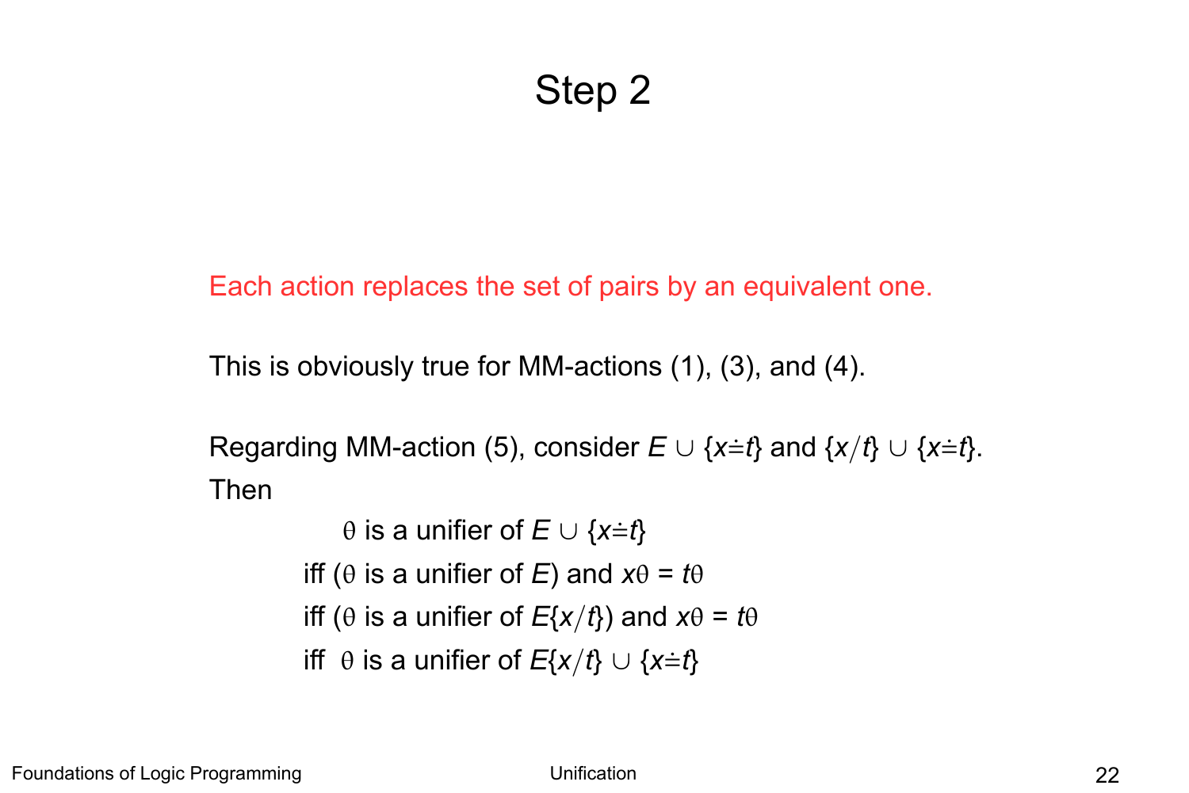# Step 2

Each action replaces the set of pairs by an equivalent one.

This is obviously true for MM-actions (1), (3), and (4).

Regarding MM-action (5), consider $E \cup \{x \doteq t\}$ and $\{x/t\} \cup \{x \doteq t\}$. Then

$$
\begin{aligned}
&\theta \text{ is a unifier of } E \cup \{x \doteq t\} \\
\text{iff } &(\theta \text{ is a unifier of } E) \text{ and } x\theta = t\theta \\
\text{iff } &(\theta \text{ is a unifier of } E\{x/t\}) \text{ and } x\theta = t\theta \\
\text{iff } &\theta \text{ is a unifier of } E\{x/t\} \cup \{x \doteq t\}
\end{aligned}
$$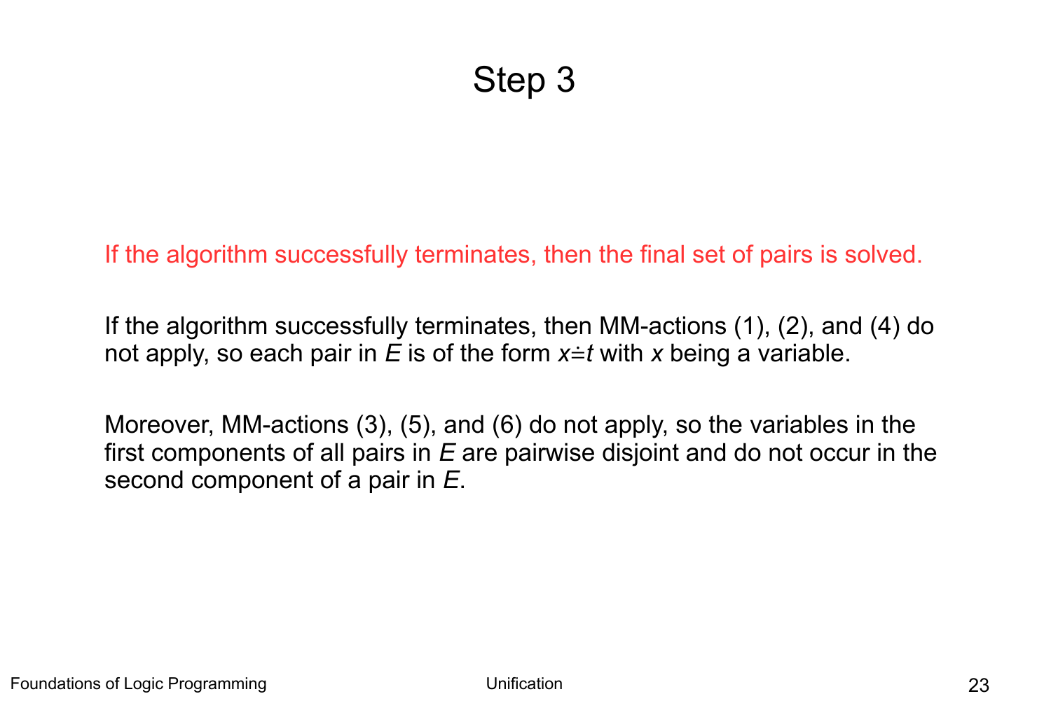# Step 3

If the algorithm successfully terminates, then the final set of pairs is solved.

If the algorithm successfully terminates, then MM-actions (1), (2), and (4) do not apply, so each pair in $E$ is of the form $x \doteq t$ with $x$ being a variable.

Moreover, MM-actions (3), (5), and (6) do not apply, so the variables in the first components of all pairs in $E$ are pairwise disjoint and do not occur in the second component of a pair in $E$.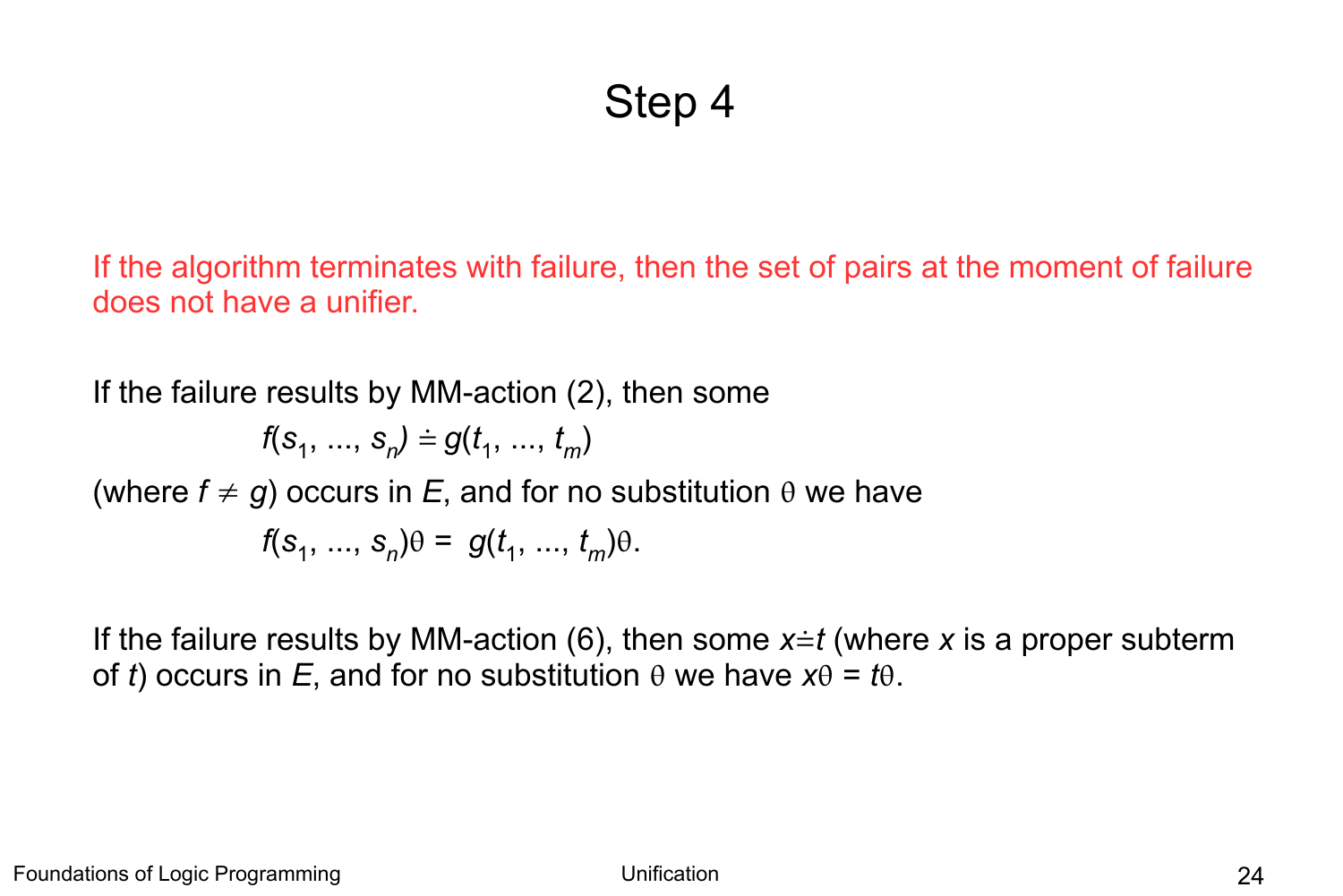# Step 4

If the algorithm terminates with failure, then the set of pairs at the moment of failure does not have a unifier.

If the failure results by MM-action (2), then some

$$f(s_1, ..., s_n) \doteq g(t_1, ..., t_m)$$

(where $f \neq g$) occurs in $E$, and for no substitution $\theta$ we have

$$f(s_1, ..., s_n)\theta = g(t_1, ..., t_m)\theta.$$

If the failure results by MM-action (6), then some $x \doteq t$ (where $x$ is a proper subterm of $t$) occurs in $E$, and for no substitution $\theta$ we have $x\theta = t\theta$.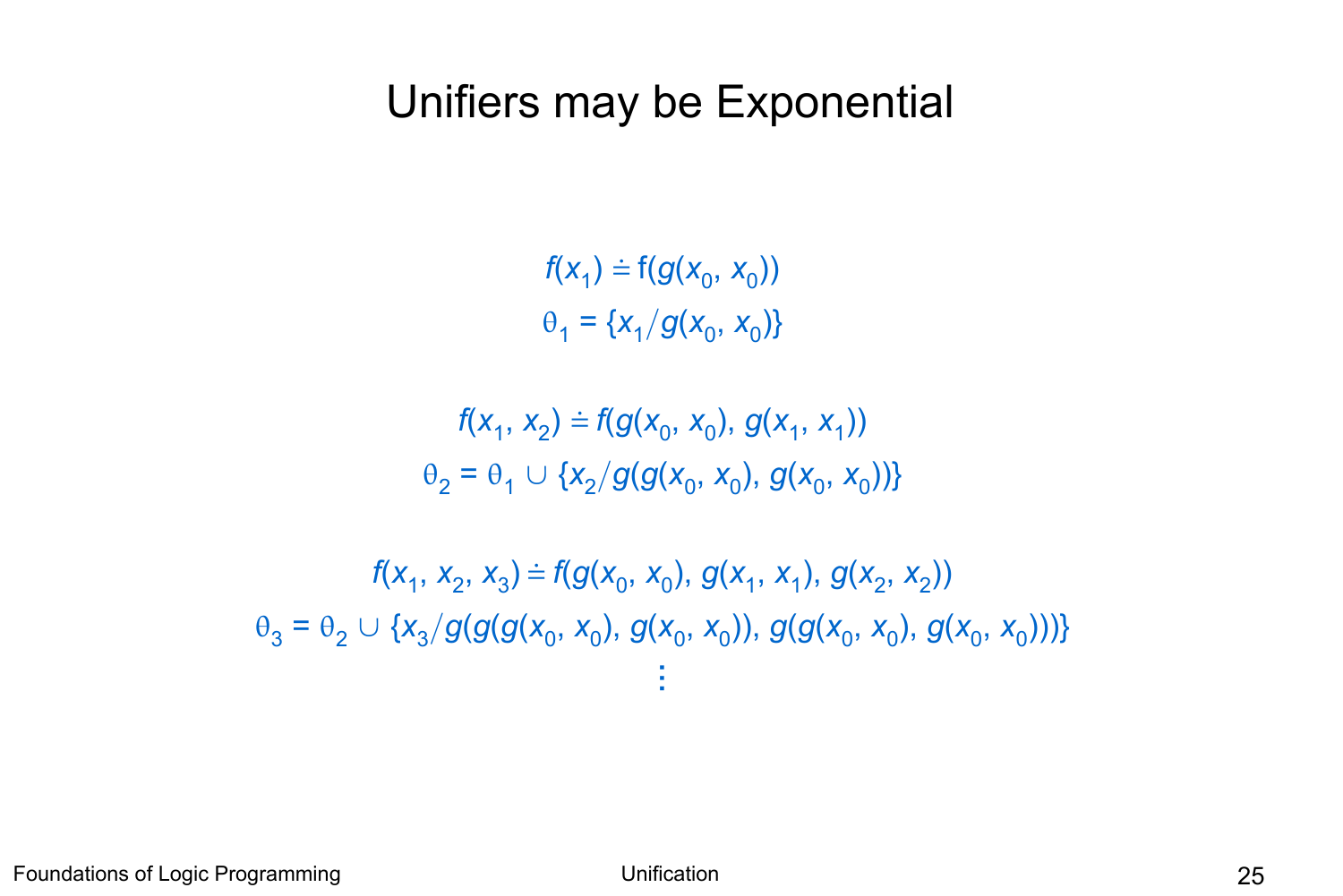# Unifiers may be Exponential

$$f(x_1) \doteq \mathrm{f}(g(x_0, x_0))$$

$$\theta_1 = \{x_1/g(x_0, x_0)\}$$

$$f(x_1, x_2) \doteq f(g(x_0, x_0), g(x_1, x_1))$$

$$\theta_2 = \theta_1 \cup \{x_2/g(g(x_0, x_0), g(x_0, x_0))\}$$

$$f(x_1, x_2, x_3) \doteq f(g(x_0, x_0), g(x_1, x_1), g(x_2, x_2))$$

$$\theta_3 = \theta_2 \cup \{x_3/g(g(g(x_0, x_0), g(x_0, x_0)), g(g(x_0, x_0), g(x_0, x_0)))\}$$

$$\vdots$$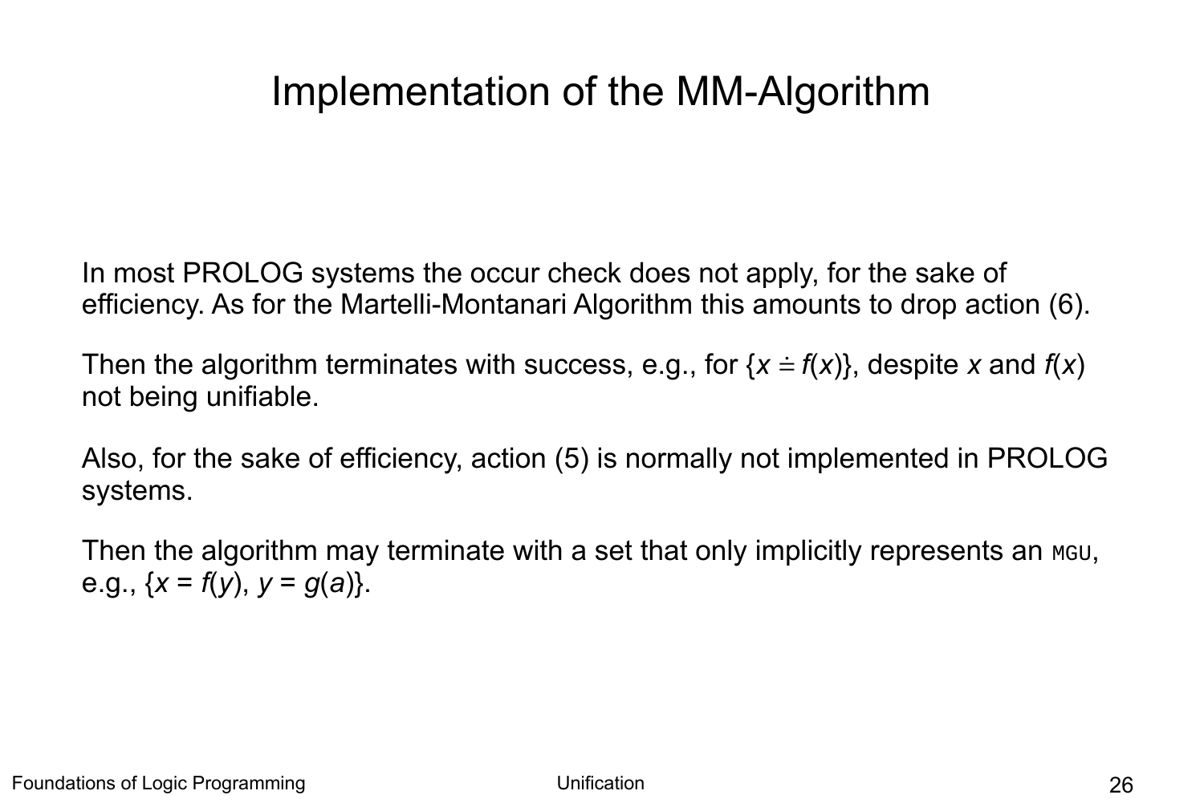# Implementation of the MM-Algorithm

In most PROLOG systems the occur check does not apply, for the sake of efficiency. As for the Martelli-Montanari Algorithm this amounts to drop action (6).

Then the algorithm terminates with success, e.g., for $\{x \doteq f(x)\}$, despite $x$ and $f(x)$ not being unifiable.

Also, for the sake of efficiency, action (5) is normally not implemented in PROLOG systems.

Then the algorithm may terminate with a set that only implicitly represents an MGU, e.g., $\{x = f(y),\ y = g(a)\}$.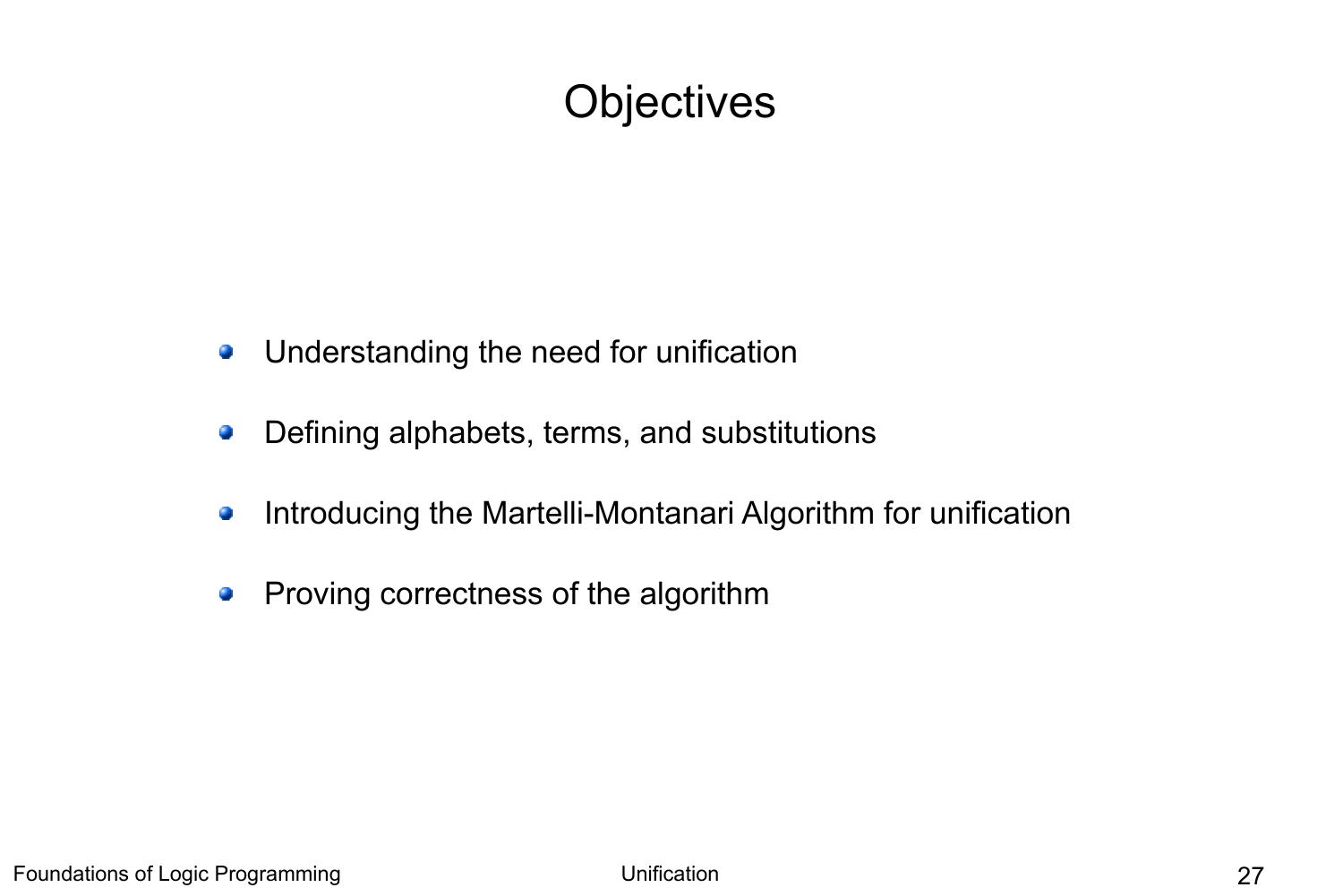# Objectives

- Understanding the need for unification
- Defining alphabets, terms, and substitutions
- Introducing the Martelli-Montanari Algorithm for unification
- Proving correctness of the algorithm